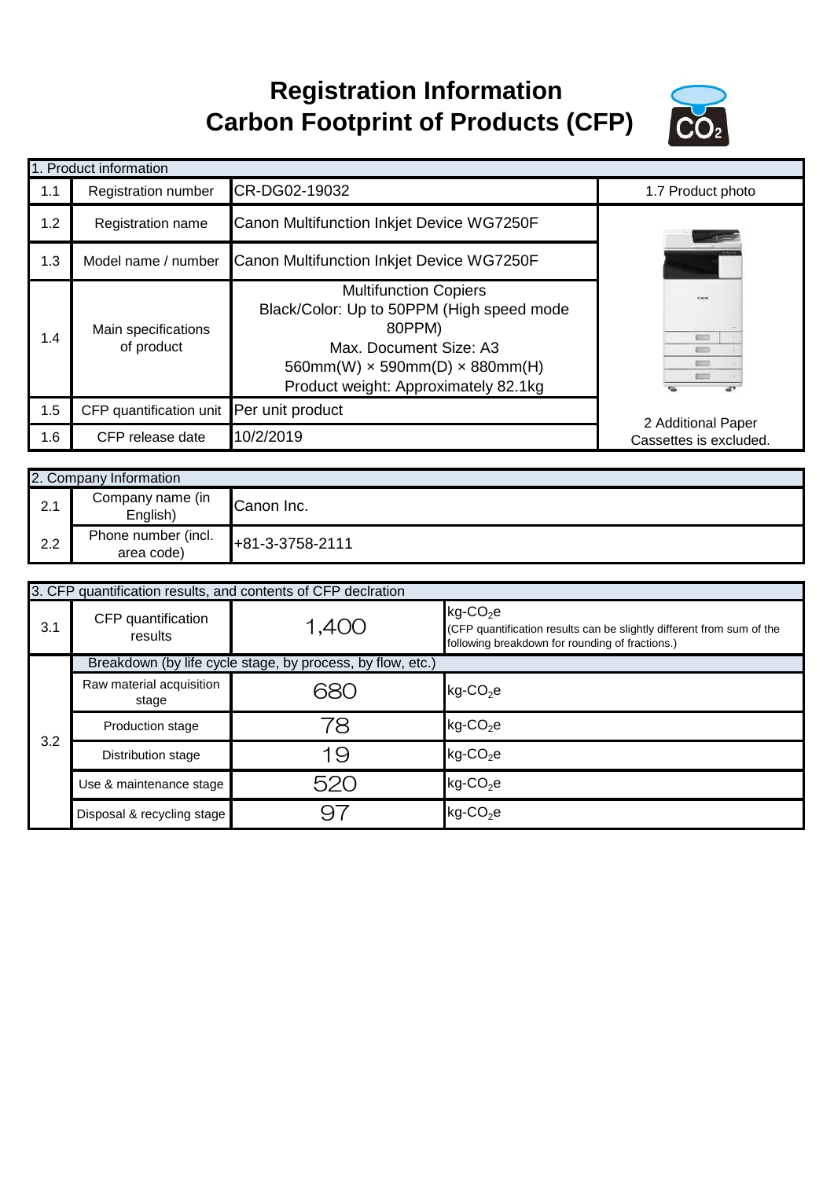# Registration Information
# Carbon Footprint of Products (CFP)

| 1. Product information | | | |
|---|---|---|---|
| 1.1 | Registration number | CR-DG02-19032 | 1.7 Product photo |
| 1.2 | Registration name | Canon Multifunction Inkjet Device WG7250F | |
| 1.3 | Model name / number | Canon Multifunction Inkjet Device WG7250F | |
| 1.4 | Main specifications of product | Multifunction Copiers<br>Black/Color: Up to 50PPM (High speed mode 80PPM)<br>Max. Document Size: A3<br>560mm(W) × 590mm(D) × 880mm(H)<br>Product weight: Approximately 82.1kg | |
| 1.5 | CFP quantification unit | Per unit product | 2 Additional Paper Cassettes is excluded. |
| 1.6 | CFP release date | 10/2/2019 | |

| 2. Company Information | | |
|---|---|---|
| 2.1 | Company name (in English) | Canon Inc. |
| 2.2 | Phone number (incl. area code) | +81-3-3758-2111 |

| 3. CFP quantification results, and contents of CFP declration | | | |
|---|---|---|---|
| 3.1 | CFP quantification results | 1,400 | kg-$CO_2$e<br>(CFP quantification results can be slightly different from sum of the following breakdown for rounding of fractions.) |
| 3.2 | Breakdown (by life cycle stage, by process, by flow, etc.) | | |
| | Raw material acquisition stage | 680 | kg-$CO_2$e |
| | Production stage | 78 | kg-$CO_2$e |
| | Distribution stage | 19 | kg-$CO_2$e |
| | Use & maintenance stage | 520 | kg-$CO_2$e |
| | Disposal & recycling stage | 97 | kg-$CO_2$e |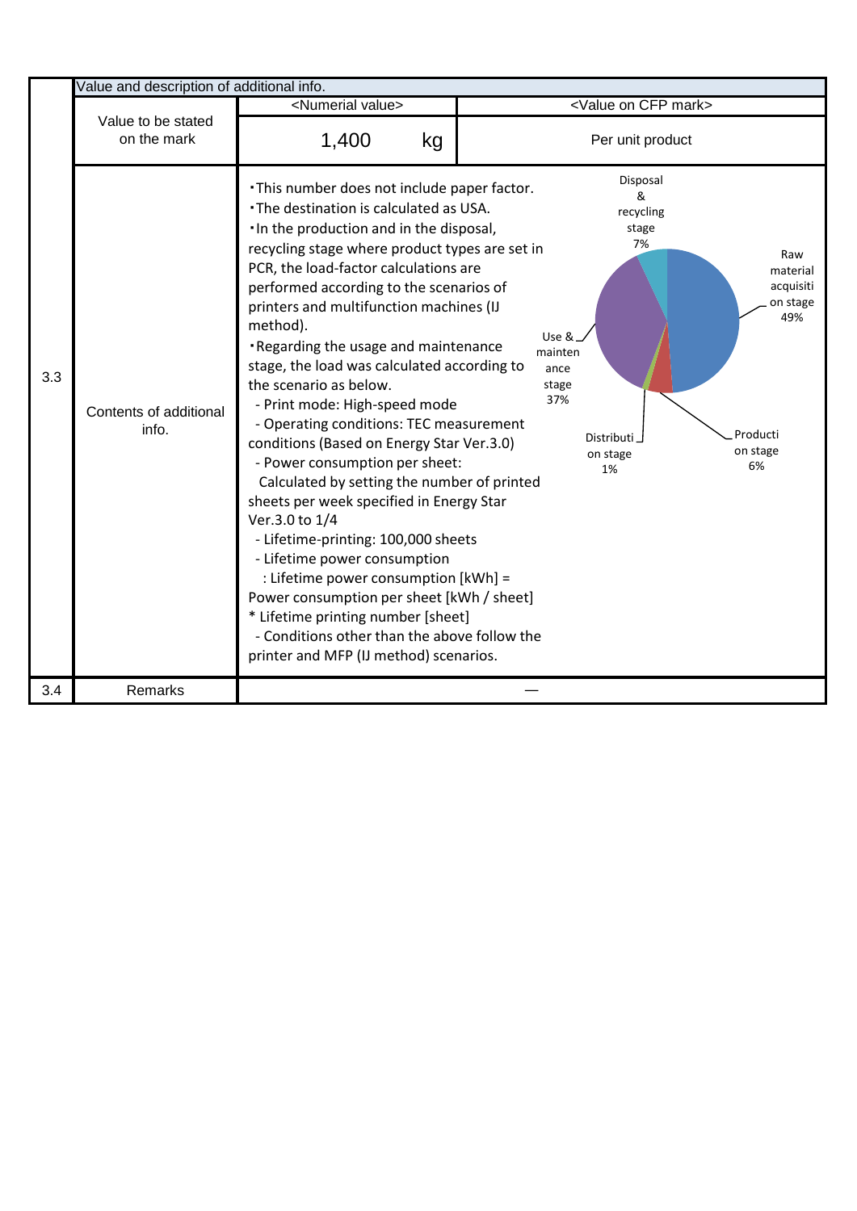| | Value and description of additional info. | | |
|---|---|---|---|
| | | <Numerial value> | <Value on CFP mark> |
| | Value to be stated on the mark | 1,400 kg | Per unit product |
| 3.3 | Contents of additional info. | ・This number does not include paper factor.<br>・The destination is calculated as USA.<br>・In the production and in the disposal, recycling stage where product types are set in PCR, the load-factor calculations are performed according to the scenarios of printers and multifunction machines (IJ method).<br>・Regarding the usage and maintenance stage, the load was calculated according to the scenario as below.<br>- Print mode: High-speed mode<br>- Operating conditions: TEC measurement conditions (Based on Energy Star Ver.3.0)<br>- Power consumption per sheet:<br>Calculated by setting the number of printed sheets per week specified in Energy Star Ver.3.0 to 1/4<br>- Lifetime-printing: 100,000 sheets<br>- Lifetime power consumption<br>: Lifetime power consumption [kWh] = Power consumption per sheet [kWh / sheet] * Lifetime printing number [sheet]<br>- Conditions other than the above follow the printer and MFP (IJ method) scenarios. | Raw material acquisition stage 49%<br>Production stage 6%<br>Distribution stage 1%<br>Use & maintenance stage 37%<br>Disposal & recycling stage 7% |
| 3.4 | Remarks | — | |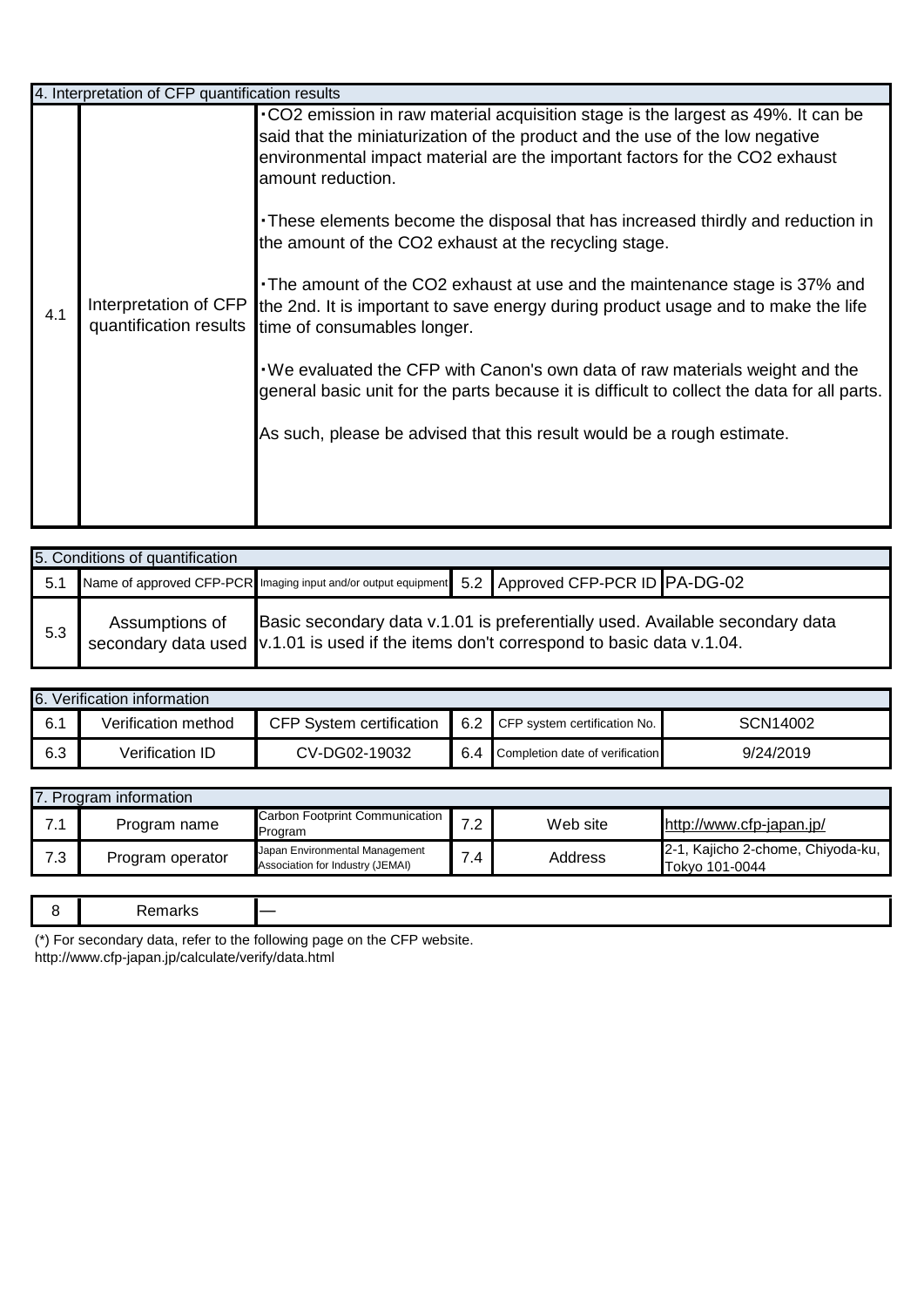| 4. Interpretation of CFP quantification results | | |
|---|---|---|
| 4.1 | Interpretation of CFP quantification results | ・$CO_2$ emission in raw material acquisition stage is the largest as 49%. It can be said that the miniaturization of the product and the use of the low negative environmental impact material are the important factors for the $CO_2$ exhaust amount reduction.<br><br>・These elements become the disposal that has increased thirdly and reduction in the amount of the $CO_2$ exhaust at the recycling stage.<br><br>・The amount of the $CO_2$ exhaust at use and the maintenance stage is 37% and the 2nd. It is important to save energy during product usage and to make the life time of consumables longer.<br><br>・We evaluated the CFP with Canon's own data of raw materials weight and the general basic unit for the parts because it is difficult to collect the data for all parts.<br><br>As such, please be advised that this result would be a rough estimate. |

| 5. Conditions of quantification | | | | | |
|---|---|---|---|---|---|
| 5.1 | Name of approved CFP-PCR | Imaging input and/or output equipment | 5.2 | Approved CFP-PCR ID | PA-DG-02 |
| 5.3 | Assumptions of secondary data used | Basic secondary data v.1.01 is preferentially used. Available secondary data v.1.01 is used if the items don't correspond to basic data v.1.04. | | | |

| 6. Verification information | | | | | |
|---|---|---|---|---|---|
| 6.1 | Verification method | CFP System certification | 6.2 | CFP system certification No. | SCN14002 |
| 6.3 | Verification ID | CV-DG02-19032 | 6.4 | Completion date of verification | 9/24/2019 |

| 7. Program information | | | | | |
|---|---|---|---|---|---|
| 7.1 | Program name | Carbon Footprint Communication Program | 7.2 | Web site | http://www.cfp-japan.jp/ |
| 7.3 | Program operator | Japan Environmental Management Association for Industry (JEMAI) | 7.4 | Address | 2-1, Kajicho 2-chome, Chiyoda-ku, Tokyo 101-0044 |

| | | |
|---|---|---|
| 8 | Remarks | — |

(*) For secondary data, refer to the following page on the CFP website.
http://www.cfp-japan.jp/calculate/verify/data.html